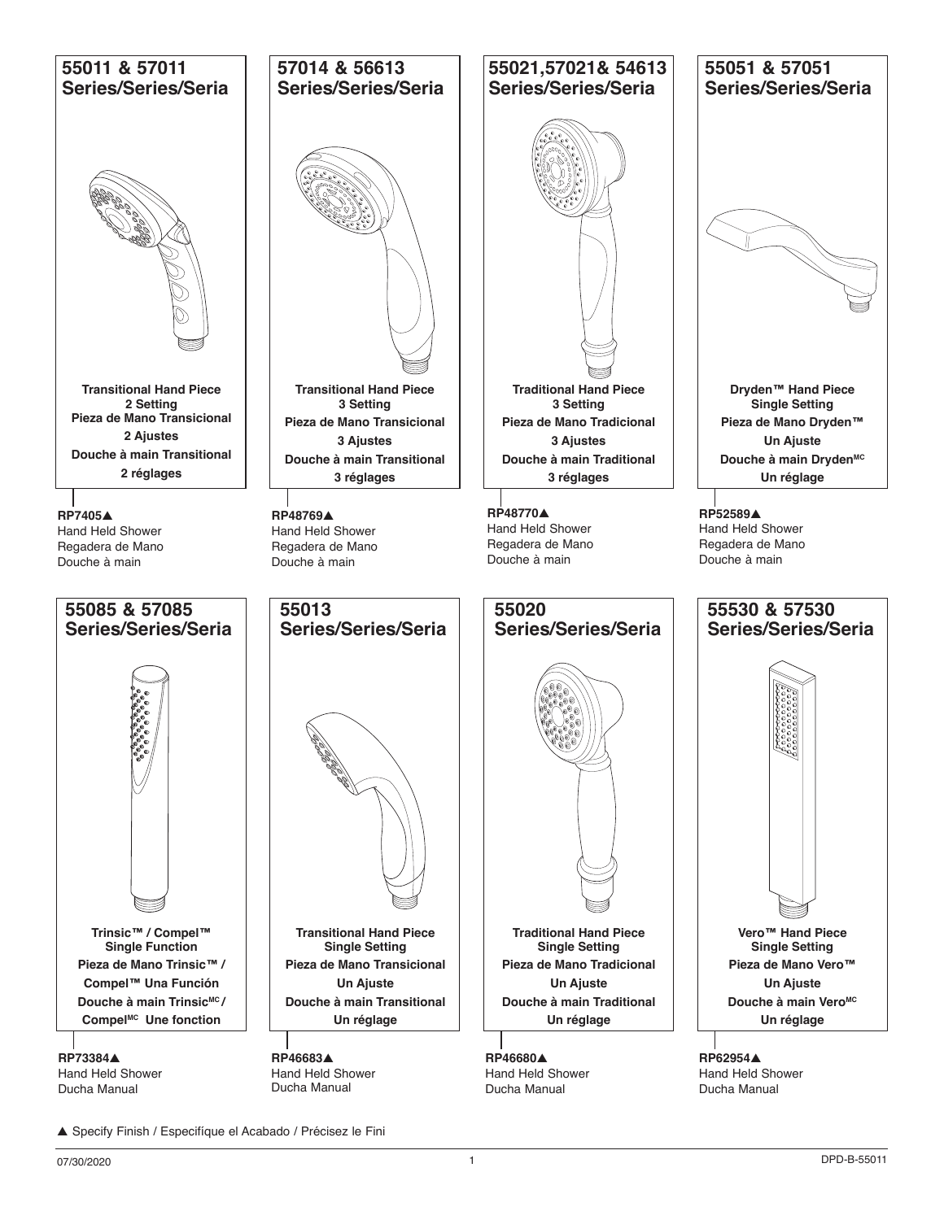## 55011 & 57011 Series/Series/Seria

**Transitional Hand Piece**
**2 Setting**
**Pieza de Mano Transicional**
**2 Ajustes**
**Douche à main Transitional**
**2 réglages**

**RP7405▲**
Hand Held Shower
Regadera de Mano
Douche à main

## 57014 & 56613 Series/Series/Seria

**Transitional Hand Piece**
**3 Setting**
**Pieza de Mano Transicional**
**3 Ajustes**
**Douche à main Transitional**
**3 réglages**

**RP48769▲**
Hand Held Shower
Regadera de Mano
Douche à main

## 55021,57021& 54613 Series/Series/Seria

**Traditional Hand Piece**
**3 Setting**
**Pieza de Mano Tradicional**
**3 Ajustes**
**Douche à main Traditional**
**3 réglages**

**RP48770▲**
Hand Held Shower
Regadera de Mano
Douche à main

## 55051 & 57051 Series/Series/Seria

**Dryden™ Hand Piece**
**Single Setting**
**Pieza de Mano Dryden™**
**Un Ajuste**
**Douche à main Dryden[MC]**
**Un réglage**

**RP52589▲**
Hand Held Shower
Regadera de Mano
Douche à main

## 55085 & 57085 Series/Series/Seria

**Trinsic™ / Compel™**
**Single Function**
**Pieza de Mano Trinsic™ / Compel™ Una Función**
**Douche à main Trinsic[MC] / Compel[MC] Une fonction**

**RP73384▲**
Hand Held Shower
Ducha Manual

## 55013 Series/Series/Seria

**Transitional Hand Piece**
**Single Setting**
**Pieza de Mano Transicional**
**Un Ajuste**
**Douche à main Transitional**
**Un réglage**

**RP46683▲**
Hand Held Shower
Ducha Manual

## 55020 Series/Series/Seria

**Traditional Hand Piece**
**Single Setting**
**Pieza de Mano Tradicional**
**Un Ajuste**
**Douche à main Traditional**
**Un réglage**

**RP46680▲**
Hand Held Shower
Ducha Manual

## 55530 & 57530 Series/Series/Seria

**Vero™ Hand Piece**
**Single Setting**
**Pieza de Mano Vero™**
**Un Ajuste**
**Douche à main Vero[MC]**
**Un réglage**

**RP62954▲**
Hand Held Shower
Ducha Manual

▲ Specify Finish / Especifíque el Acabado / Précisez le Fini

07/30/2020 DPD-B-55011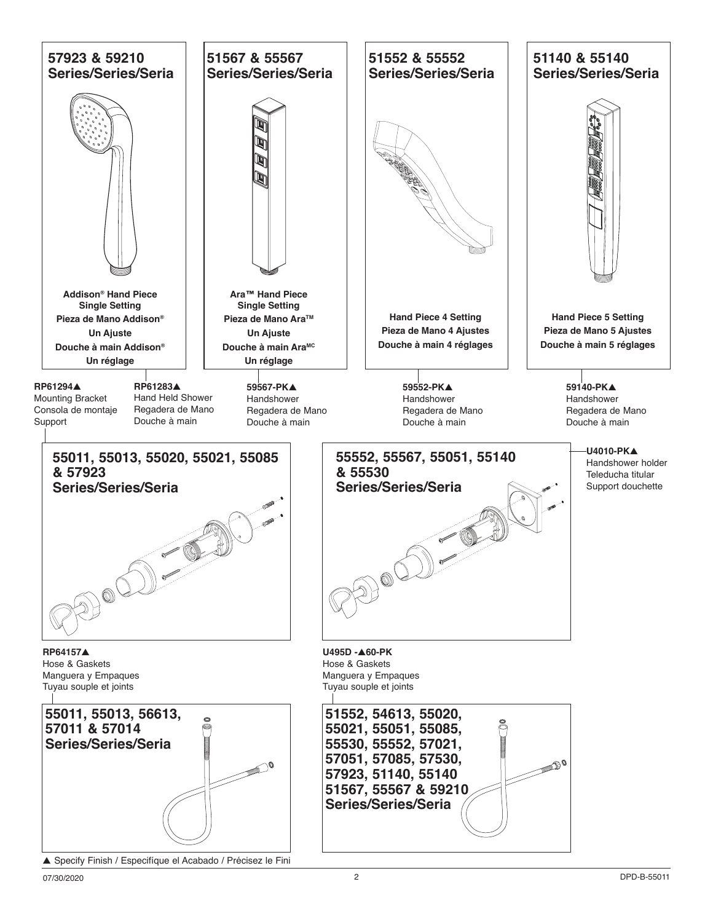## 57923 & 59210 Series/Series/Seria

**Addison® Hand Piece Single Setting**
**Pieza de Mano Addison®**
**Un Ajuste**
**Douche à main Addison®**
**Un réglage**

**RP61294▲**
Mounting Bracket
Consola de montaje
Support

**RP61283▲**
Hand Held Shower
Regadera de Mano
Douche à main

## 51567 & 55567 Series/Series/Seria

**Ara™ Hand Piece Single Setting**
**Pieza de Mano Ara™**
**Un Ajuste**
**Douche à main Ara^MC**
**Un réglage**

**59567-PK▲**
Handshower
Regadera de Mano
Douche à main

## 51552 & 55552 Series/Series/Seria

**Hand Piece 4 Setting**
**Pieza de Mano 4 Ajustes**
**Douche à main 4 réglages**

**59552-PK▲**
Handshower
Regadera de Mano
Douche à main

## 51140 & 55140 Series/Series/Seria

**Hand Piece 5 Setting**
**Pieza de Mano 5 Ajustes**
**Douche à main 5 réglages**

**59140-PK▲**
Handshower
Regadera de Mano
Douche à main

## 55011, 55013, 55020, 55021, 55085 & 57923 Series/Series/Seria

## 55552, 55567, 55051, 55140 & 55530 Series/Series/Seria

**U4010-PK▲**
Handshower holder
Teleducha titular
Support douchette

**RP64157▲**
Hose & Gaskets
Manguera y Empaques
Tuyau souple et joints

## 55011, 55013, 56613, 57011 & 57014 Series/Series/Seria

**U495D -▲60-PK**
Hose & Gaskets
Manguera y Empaques
Tuyau souple et joints

## 51552, 54613, 55020, 55021, 55051, 55085, 55530, 55552, 57021, 57051, 57085, 57530, 57923, 51140, 55140 51567, 55567 & 59210 Series/Series/Seria

▲ Specify Finish / Especifíque el Acabado / Précisez le Fini

07/30/2020

DPD-B-55011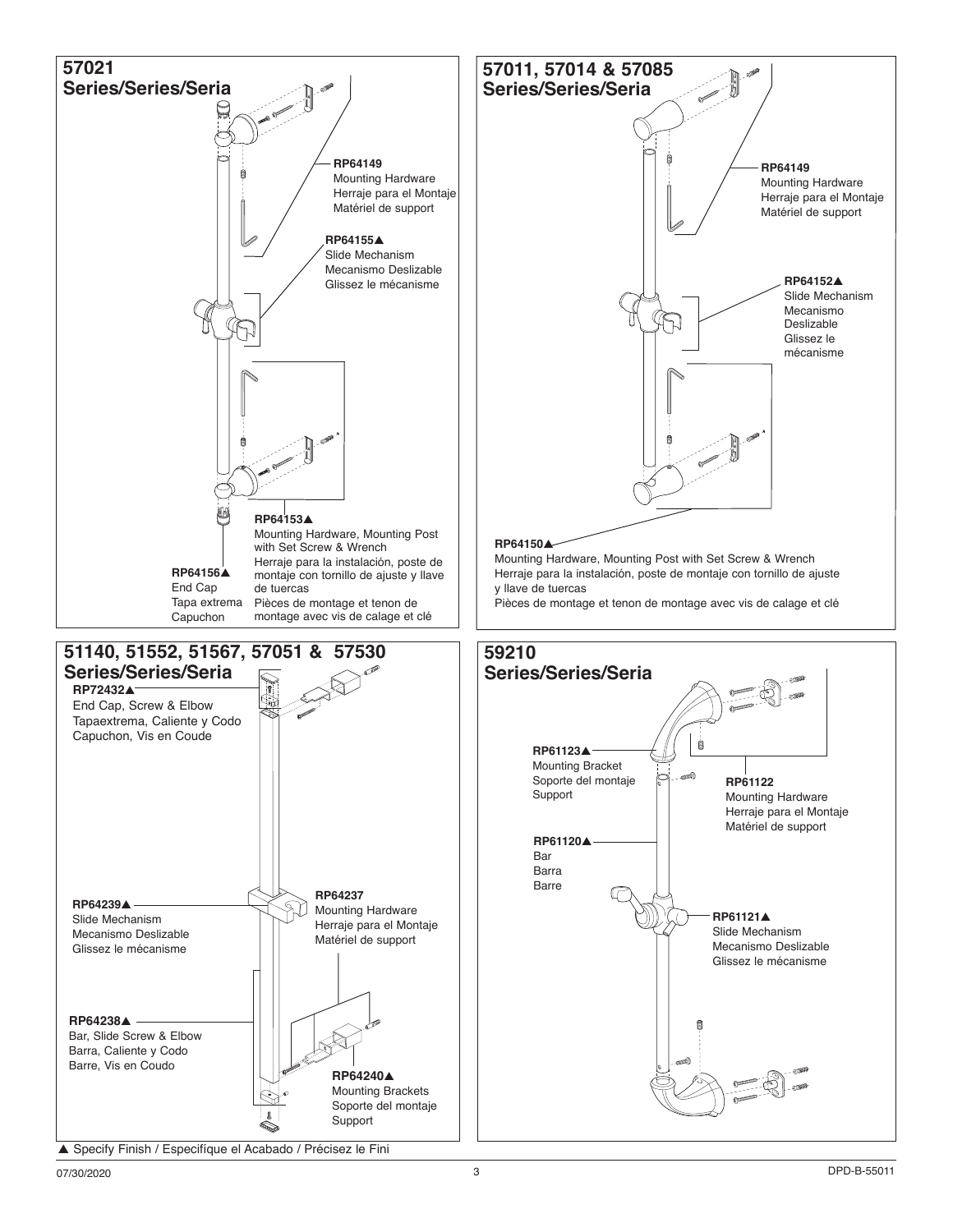## 57021 Series/Series/Seria

**RP64149**
Mounting Hardware
Herraje para el Montaje
Matériel de support

**RP64155▲**
Slide Mechanism
Mecanismo Deslizable
Glissez le mécanisme

**RP64153▲**
Mounting Hardware, Mounting Post with Set Screw & Wrench
Herraje para la instalación, poste de montaje con tornillo de ajuste y llave de tuercas
Pièces de montage et tenon de montage avec vis de calage et clé

**RP64156▲**
End Cap
Tapa extrema
Capuchon

## 57011, 57014 & 57085 Series/Series/Seria

**RP64149**
Mounting Hardware
Herraje para el Montaje
Matériel de support

**RP64152▲**
Slide Mechanism
Mecanismo Deslizable
Glissez le mécanisme

**RP64150▲**
Mounting Hardware, Mounting Post with Set Screw & Wrench
Herraje para la instalación, poste de montaje con tornillo de ajuste y llave de tuercas
Pièces de montage et tenon de montage avec vis de calage et clé

## 51140, 51552, 51567, 57051 & 57530 Series/Series/Seria

**RP72432▲**
End Cap, Screw & Elbow
Tapaextrema, Caliente y Codo
Capuchon, Vis en Coude

**RP64239▲**
Slide Mechanism
Mecanismo Deslizable
Glissez le mécanisme

**RP64237**
Mounting Hardware
Herraje para el Montaje
Matériel de support

**RP64238▲**
Bar, Slide Screw & Elbow
Barra, Caliente y Codo
Barre, Vis en Coudo

**RP64240▲**
Mounting Brackets
Soporte del montaje
Support

## 59210 Series/Series/Seria

**RP61123▲**
Mounting Bracket
Soporte del montaje
Support

**RP61122**
Mounting Hardware
Herraje para el Montaje
Matériel de support

**RP61120▲**
Bar
Barra
Barre

**RP61121▲**
Slide Mechanism
Mecanismo Deslizable
Glissez le mécanisme

▲ Specify Finish / Especifíque el Acabado / Précisez le Fini

07/30/2020

DPD-B-55011